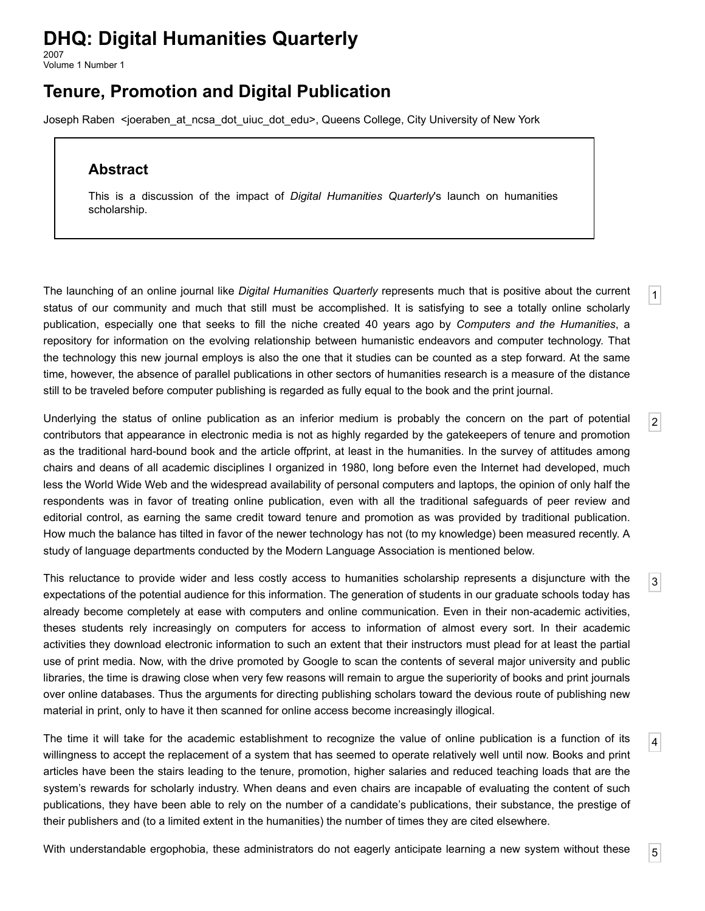# DHQ: Digital Humanities Quarterly

2007
Volume 1 Number 1

## Tenure, Promotion and Digital Publication

Joseph Raben <joeraben_at_ncsa_dot_uiuc_dot_edu>, Queens College, City University of New York

### Abstract

This is a discussion of the impact of *Digital Humanities Quarterly*'s launch on humanities scholarship.

The launching of an online journal like *Digital Humanities Quarterly* represents much that is positive about the current status of our community and much that still must be accomplished. It is satisfying to see a totally online scholarly publication, especially one that seeks to fill the niche created 40 years ago by *Computers and the Humanities*, a repository for information on the evolving relationship between humanistic endeavors and computer technology. That the technology this new journal employs is also the one that it studies can be counted as a step forward. At the same time, however, the absence of parallel publications in other sectors of humanities research is a measure of the distance still to be traveled before computer publishing is regarded as fully equal to the book and the print journal.

Underlying the status of online publication as an inferior medium is probably the concern on the part of potential contributors that appearance in electronic media is not as highly regarded by the gatekeepers of tenure and promotion as the traditional hard-bound book and the article offprint, at least in the humanities. In the survey of attitudes among chairs and deans of all academic disciplines I organized in 1980, long before even the Internet had developed, much less the World Wide Web and the widespread availability of personal computers and laptops, the opinion of only half the respondents was in favor of treating online publication, even with all the traditional safeguards of peer review and editorial control, as earning the same credit toward tenure and promotion as was provided by traditional publication. How much the balance has tilted in favor of the newer technology has not (to my knowledge) been measured recently. A study of language departments conducted by the Modern Language Association is mentioned below.

This reluctance to provide wider and less costly access to humanities scholarship represents a disjuncture with the expectations of the potential audience for this information. The generation of students in our graduate schools today has already become completely at ease with computers and online communication. Even in their non-academic activities, theses students rely increasingly on computers for access to information of almost every sort. In their academic activities they download electronic information to such an extent that their instructors must plead for at least the partial use of print media. Now, with the drive promoted by Google to scan the contents of several major university and public libraries, the time is drawing close when very few reasons will remain to argue the superiority of books and print journals over online databases. Thus the arguments for directing publishing scholars toward the devious route of publishing new material in print, only to have it then scanned for online access become increasingly illogical.

The time it will take for the academic establishment to recognize the value of online publication is a function of its willingness to accept the replacement of a system that has seemed to operate relatively well until now. Books and print articles have been the stairs leading to the tenure, promotion, higher salaries and reduced teaching loads that are the system's rewards for scholarly industry. When deans and even chairs are incapable of evaluating the content of such publications, they have been able to rely on the number of a candidate's publications, their substance, the prestige of their publishers and (to a limited extent in the humanities) the number of times they are cited elsewhere.

With understandable ergophobia, these administrators do not eagerly anticipate learning a new system without these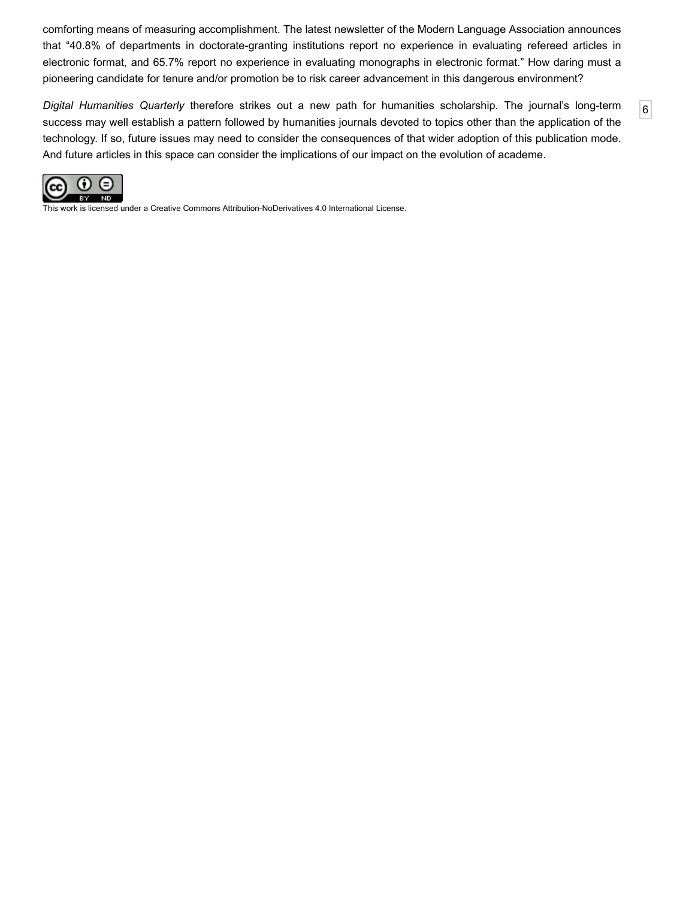comforting means of measuring accomplishment. The latest newsletter of the Modern Language Association announces that “40.8% of departments in doctorate-granting institutions report no experience in evaluating refereed articles in electronic format, and 65.7% report no experience in evaluating monographs in electronic format.” How daring must a pioneering candidate for tenure and/or promotion be to risk career advancement in this dangerous environment?

*Digital Humanities Quarterly* therefore strikes out a new path for humanities scholarship. The journal’s long-term success may well establish a pattern followed by humanities journals devoted to topics other than the application of the technology. If so, future issues may need to consider the consequences of that wider adoption of this publication mode. And future articles in this space can consider the implications of our impact on the evolution of academe.

This work is licensed under a Creative Commons Attribution-NoDerivatives 4.0 International License.